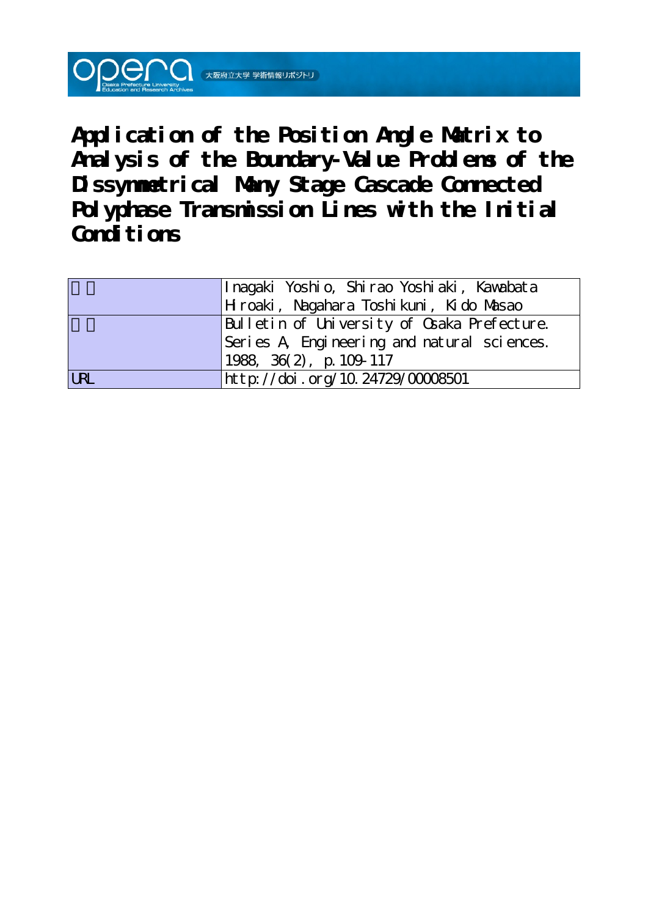# Application of the Position Angle Matrix to Analysis of the Boundary-Value Problems of the Dissymmetrical Many Stage Cascade Connected Polyphase Transmission Lines with the Initial Conditions

| | |
|---|---|
| 著者 | Inagaki Yoshio, Shirao Yoshiaki, Kawabata Hiroaki, Nagahara Toshikuni, Kido Masao |
| 雑誌 | Bulletin of University of Osaka Prefecture. Series A, Engineering and natural sciences. 1988, 36(2), p.109-117 |
| URL | http://doi.org/10.24729/00008501 |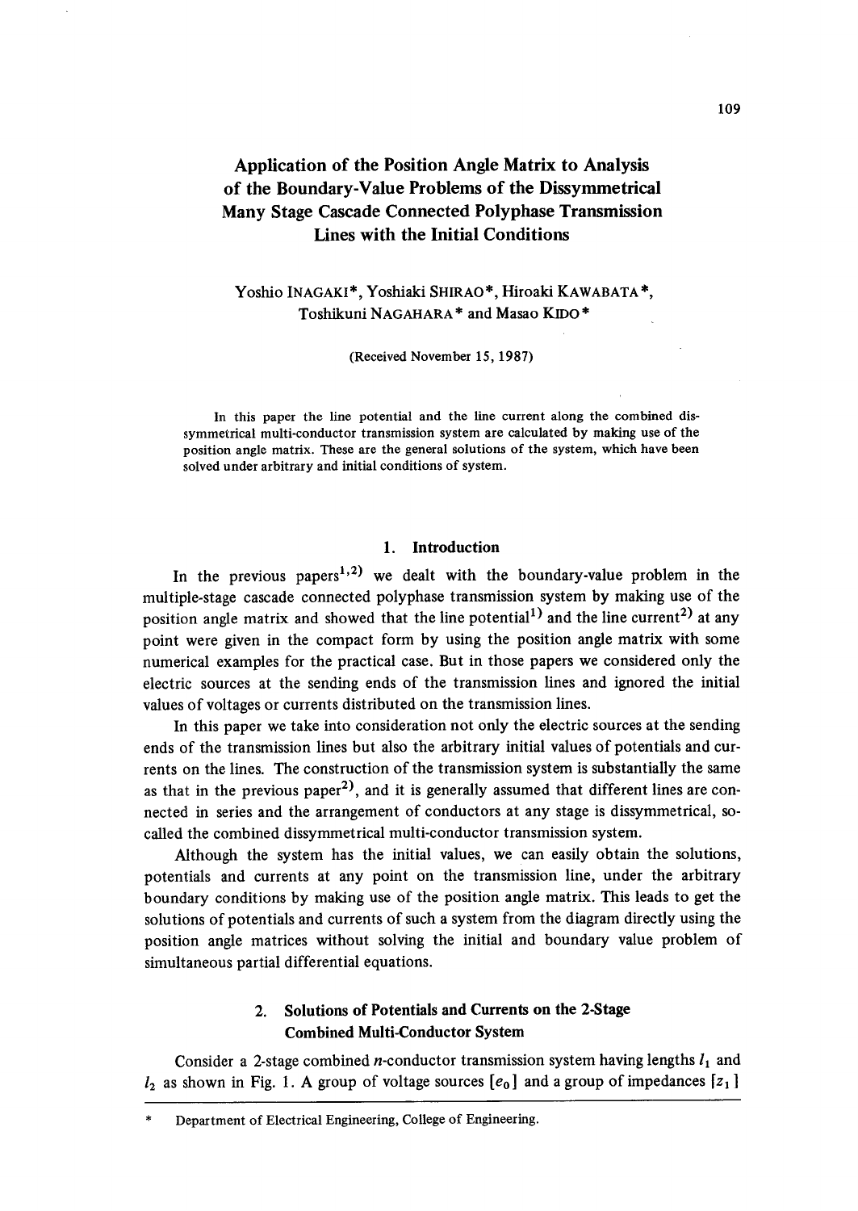# Application of the Position Angle Matrix to Analysis of the Boundary-Value Problems of the Dissymmetrical Many Stage Cascade Connected Polyphase Transmission Lines with the Initial Conditions

Yoshio INAGAKI*, Yoshiaki SHIRAO*, Hiroaki KAWABATA*, Toshikuni NAGAHARA* and Masao KIDO*

(Received November 15, 1987)

In this paper the line potential and the line current along the combined dissymmetrical multi-conductor transmission system are calculated by making use of the position angle matrix. These are the general solutions of the system, which have been solved under arbitrary and initial conditions of system.

## 1. Introduction

In the previous papers[1,2] we dealt with the boundary-value problem in the multiple-stage cascade connected polyphase transmission system by making use of the position angle matrix and showed that the line potential[1] and the line current[2] at any point were given in the compact form by using the position angle matrix with some numerical examples for the practical case. But in those papers we considered only the electric sources at the sending ends of the transmission lines and ignored the initial values of voltages or currents distributed on the transmission lines.

In this paper we take into consideration not only the electric sources at the sending ends of the transmission lines but also the arbitrary initial values of potentials and currents on the lines. The construction of the transmission system is substantially the same as that in the previous paper[2], and it is generally assumed that different lines are connected in series and the arrangement of conductors at any stage is dissymmetrical, so-called the combined dissymmetrical multi-conductor transmission system.

Although the system has the initial values, we can easily obtain the solutions, potentials and currents at any point on the transmission line, under the arbitrary boundary conditions by making use of the position angle matrix. This leads to get the solutions of potentials and currents of such a system from the diagram directly using the position angle matrices without solving the initial and boundary value problem of simultaneous partial differential equations.

## 2. Solutions of Potentials and Currents on the 2-Stage Combined Multi-Conductor System

Consider a 2-stage combined $n$-conductor transmission system having lengths $l_1$ and $l_2$ as shown in Fig. 1. A group of voltage sources $[e_0]$ and a group of impedances $[z_1]$

* Department of Electrical Engineering, College of Engineering.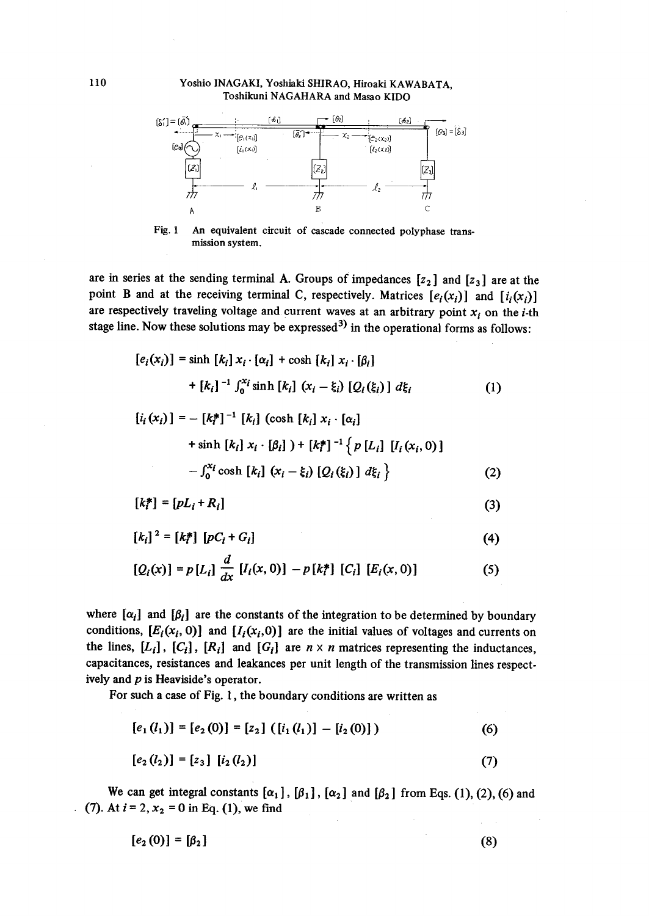Fig. 1 An equivalent circuit of cascade connected polyphase transmission system.

are in series at the sending terminal A. Groups of impedances $[z_2]$ and $[z_3]$ are at the point B and at the receiving terminal C, respectively. Matrices $[e_i(x_i)]$ and $[i_i(x_i)]$ are respectively traveling voltage and current waves at an arbitrary point $x_i$ on the $i$-th stage line. Now these solutions may be expressed[3] in the operational forms as follows:

$$[e_i(x_i)] = \sinh [k_i]\, x_i \cdot [\alpha_i] + \cosh [k_i]\, x_i \cdot [\beta_i] + [k_i]^{-1} \int_0^{x_i} \sinh [k_i]\,(x_i - \xi_i)\,[Q_i(\xi_i)]\, d\xi_i \tag{1}$$

$$[i_i(x_i)] = -[k_i^*]^{-1}[k_i]\,(\cosh [k_i]\, x_i \cdot [\alpha_i] + \sinh [k_i]\, x_i \cdot [\beta_i]) + [k_i^*]^{-1}\left\{p\,[L_i]\,[I_i(x_i, 0)] - \int_0^{x_i} \cosh [k_i]\,(x_i - \xi_i)\,[Q_i(\xi_i)]\, d\xi_i \right\} \tag{2}$$

$$[k_i^*] = [pL_i + R_i] \tag{3}$$

$$[k_i]^2 = [k_i^*]\,[pC_i + G_i] \tag{4}$$

$$[Q_i(x)] = p\,[L_i]\,\frac{d}{dx}\,[I_i(x, 0)] - p\,[k_i^*]\,[C_i]\,[E_i(x, 0)] \tag{5}$$

where $[\alpha_i]$ and $[\beta_i]$ are the constants of the integration to be determined by boundary conditions, $[E_i(x_i, 0)]$ and $[I_i(x_i, 0)]$ are the initial values of voltages and currents on the lines, $[L_i]$, $[C_i]$, $[R_i]$ and $[G_i]$ are $n \times n$ matrices representing the inductances, capacitances, resistances and leakances per unit length of the transmission lines respectively and $p$ is Heaviside's operator.

For such a case of Fig. 1, the boundary conditions are written as

$$[e_1(l_1)] = [e_2(0)] = [z_2]\,([i_1(l_1)] - [i_2(0)]) \tag{6}$$

$$[e_2(l_2)] = [z_3]\,[i_2(l_2)] \tag{7}$$

We can get integral constants $[\alpha_1]$, $[\beta_1]$, $[\alpha_2]$ and $[\beta_2]$ from Eqs. (1), (2), (6) and (7). At $i = 2$, $x_2 = 0$ in Eq. (1), we find

$$[e_2(0)] = [\beta_2] \tag{8}$$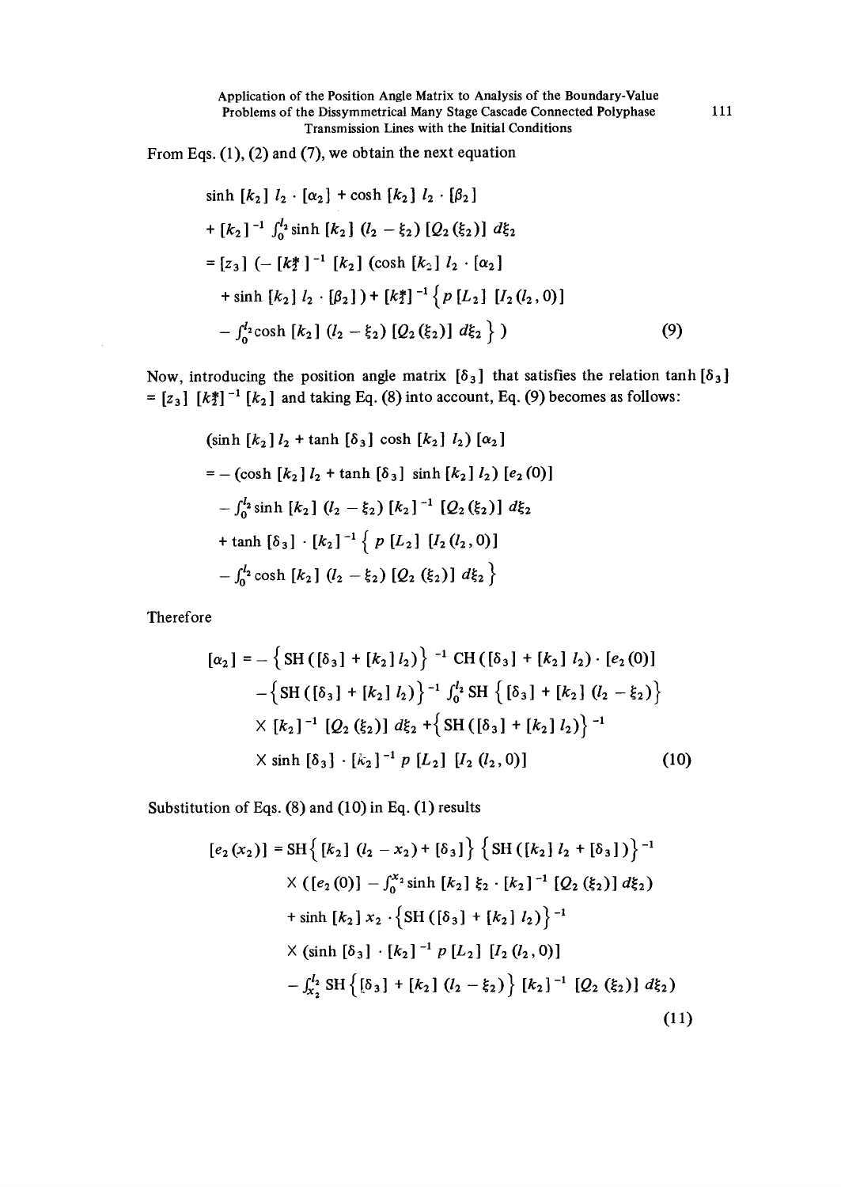From Eqs. (1), (2) and (7), we obtain the next equation

$$
\begin{aligned}
&\sinh [k_2]\, l_2 \cdot [\alpha_2] + \cosh [k_2]\, l_2 \cdot [\beta_2] \\
&+ [k_2]^{-1} \int_0^{l_2} \sinh [k_2]\,(l_2 - \xi_2)\,[Q_2(\xi_2)]\, d\xi_2 \\
&= [z_3]\,(-[k_2^*]^{-1}[k_2]\,(\cosh [k_2]\, l_2 \cdot [\alpha_2] \\
&\quad + \sinh [k_2]\, l_2 \cdot [\beta_2]) + [k_2^*]^{-1}\{p\,[L_2]\,[I_2(l_2, 0)] \\
&\quad - \int_0^{l_2} \cosh [k_2]\,(l_2 - \xi_2)\,[Q_2(\xi_2)]\, d\xi_2\}) \qquad (9)
\end{aligned}
$$

Now, introducing the position angle matrix $[\delta_3]$ that satisfies the relation $\tanh [\delta_3] = [z_3]\,[k_2^*]^{-1}[k_2]$ and taking Eq. (8) into account, Eq. (9) becomes as follows:

$$
\begin{aligned}
&(\sinh [k_2]\, l_2 + \tanh [\delta_3] \cosh [k_2]\, l_2)\,[\alpha_2] \\
&= -(\cosh [k_2]\, l_2 + \tanh [\delta_3] \sinh [k_2]\, l_2)\,[e_2(0)] \\
&\quad - \int_0^{l_2} \sinh [k_2]\,(l_2 - \xi_2)\,[k_2]^{-1}[Q_2(\xi_2)]\, d\xi_2 \\
&\quad + \tanh [\delta_3] \cdot [k_2]^{-1}\{p\,[L_2]\,[I_2(l_2, 0)] \\
&\quad - \int_0^{l_2} \cosh [k_2]\,(l_2 - \xi_2)\,[Q_2(\xi_2)]\, d\xi_2\}
\end{aligned}
$$

Therefore

$$
\begin{aligned}
[\alpha_2] = &-\{\mathrm{SH}([\delta_3] + [k_2]\, l_2)\}^{-1}\, \mathrm{CH}([\delta_3] + [k_2]\, l_2) \cdot [e_2(0)] \\
&-\{\mathrm{SH}([\delta_3] + [k_2]\, l_2)\}^{-1} \int_0^{l_2} \mathrm{SH}\{[\delta_3] + [k_2]\,(l_2 - \xi_2)\} \\
&\times [k_2]^{-1}[Q_2(\xi_2)]\, d\xi_2 + \{\mathrm{SH}([\delta_3] + [k_2]\, l_2)\}^{-1} \\
&\times \sinh [\delta_3] \cdot [k_2]^{-1}\, p\,[L_2]\,[I_2(l_2, 0)] \qquad (10)
\end{aligned}
$$

Substitution of Eqs. (8) and (10) in Eq. (1) results

$$
\begin{aligned}
[e_2(x_2)] = &\,\mathrm{SH}\{[k_2]\,(l_2 - x_2) + [\delta_3]\}\,\{\mathrm{SH}([k_2]\, l_2 + [\delta_3])\}^{-1} \\
&\times ([e_2(0)] - \int_0^{x_2} \sinh [k_2]\,\xi_2 \cdot [k_2]^{-1}[Q_2(\xi_2)]\, d\xi_2) \\
&+ \sinh [k_2]\, x_2 \cdot \{\mathrm{SH}([\delta_3] + [k_2]\, l_2)\}^{-1} \\
&\times (\sinh [\delta_3] \cdot [k_2]^{-1}\, p\,[L_2]\,[I_2(l_2, 0)] \\
&- \int_{x_2}^{l_2} \mathrm{SH}\{[\delta_3] + [k_2]\,(l_2 - \xi_2)\}\,[k_2]^{-1}[Q_2(\xi_2)]\, d\xi_2) \\
&\qquad (11)
\end{aligned}
$$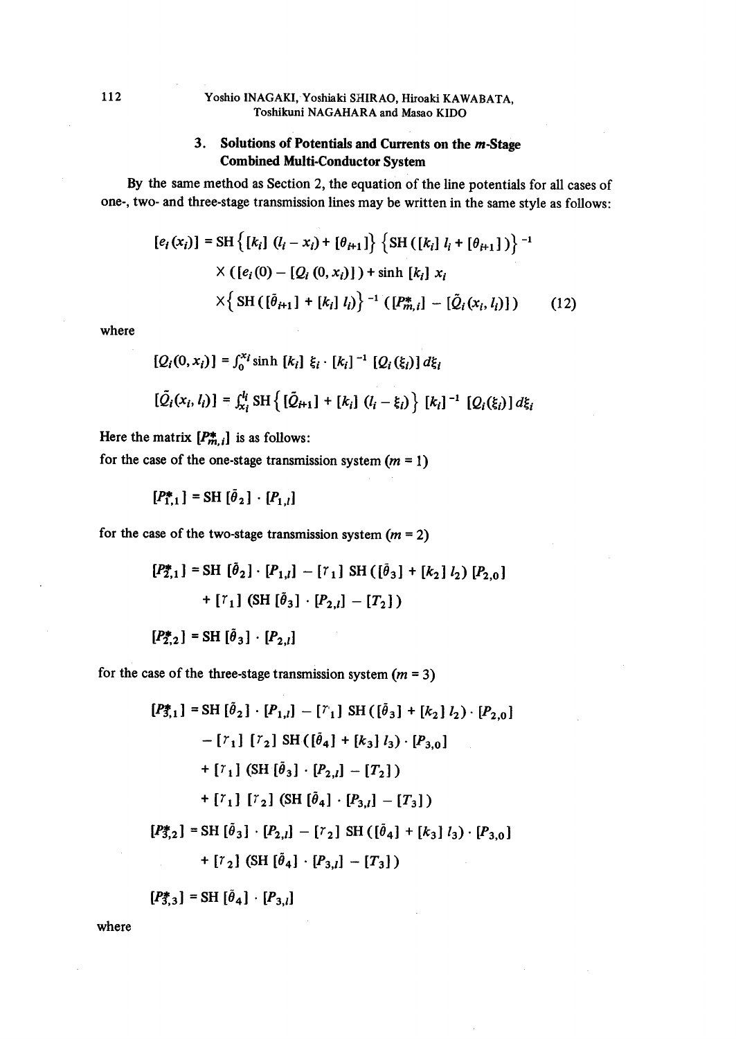## 3. Solutions of Potentials and Currents on the m-Stage Combined Multi-Conductor System

By the same method as Section 2, the equation of the line potentials for all cases of one-, two- and three-stage transmission lines may be written in the same style as follows:

$$
\begin{aligned}
[e_i(x_i)] = & \mathrm{SH}\left\{[k_i]\,(l_i - x_i) + [\theta_{i+1}]\right\}\left\{\mathrm{SH}\left([k_i]\,l_i + [\theta_{i+1}]\right)\right\}^{-1} \\
& \times \left([e_i(0) - [Q_i(0, x_i)]\right) + \sinh\,[k_i]\,x_i \\
& \times \left\{\mathrm{SH}\left([\tilde{\theta}_{i+1}] + [k_i]\,l_i\right)\right\}^{-1}\left([P^*_{m,i}] - [\tilde{Q}_i(x_i, l_i)]\right)
\end{aligned}
\tag{12}
$$

where

$$
[Q_i(0, x_i)] = \int_0^{x_i} \sinh\,[k_i]\,\xi_i \cdot [k_i]^{-1}\,[Q_i(\xi_i)]\,d\xi_i
$$

$$
[\tilde{Q}_i(x_i, l_i)] = \int_{x_i}^{l_i} \mathrm{SH}\left\{[\tilde{Q}_{i+1}] + [k_i]\,(l_i - \xi_i)\right\}\,[k_i]^{-1}\,[Q_i(\xi_i)]\,d\xi_i
$$

Here the matrix $[P^*_{m,i}]$ is as follows:

for the case of the one-stage transmission system ($m = 1$)

$$
[P^*_{1,1}] = \mathrm{SH}\,[\tilde{\theta}_2] \cdot [P_{1,l}]
$$

for the case of the two-stage transmission system ($m = 2$)

$$
\begin{aligned}
[P^*_{2,1}] = & \mathrm{SH}\,[\tilde{\theta}_2] \cdot [P_{1,l}] - [\gamma_1]\,\mathrm{SH}\left([\tilde{\theta}_3] + [k_2]\,l_2\right)[P_{2,0}] \\
& + [\gamma_1]\left(\mathrm{SH}\,[\tilde{\theta}_3] \cdot [P_{2,l}] - [T_2]\right)
\end{aligned}
$$

$$
[P^*_{2,2}] = \mathrm{SH}\,[\tilde{\theta}_3] \cdot [P_{2,l}]
$$

for the case of the three-stage transmission system ($m = 3$)

$$
\begin{aligned}
[P^*_{3,1}] = & \mathrm{SH}\,[\tilde{\theta}_2] \cdot [P_{1,l}] - [\gamma_1]\,\mathrm{SH}\left([\tilde{\theta}_3] + [k_2]\,l_2\right) \cdot [P_{2,0}] \\
& - [\gamma_1]\,[\gamma_2]\,\mathrm{SH}\left([\tilde{\theta}_4] + [k_3]\,l_3\right) \cdot [P_{3,0}] \\
& + [\gamma_1]\left(\mathrm{SH}\,[\tilde{\theta}_3] \cdot [P_{2,l}] - [T_2]\right) \\
& + [\gamma_1]\,[\gamma_2]\left(\mathrm{SH}\,[\tilde{\theta}_4] \cdot [P_{3,l}] - [T_3]\right)
\end{aligned}
$$

$$
\begin{aligned}
[P^*_{3,2}] = & \mathrm{SH}\,[\tilde{\theta}_3] \cdot [P_{2,l}] - [\gamma_2]\,\mathrm{SH}\left([\tilde{\theta}_4] + [k_3]\,l_3\right) \cdot [P_{3,0}] \\
& + [\gamma_2]\left(\mathrm{SH}\,[\tilde{\theta}_4] \cdot [P_{3,l}] - [T_3]\right)
\end{aligned}
$$

$$
[P^*_{3,3}] = \mathrm{SH}\,[\tilde{\theta}_4] \cdot [P_{3,l}]
$$

where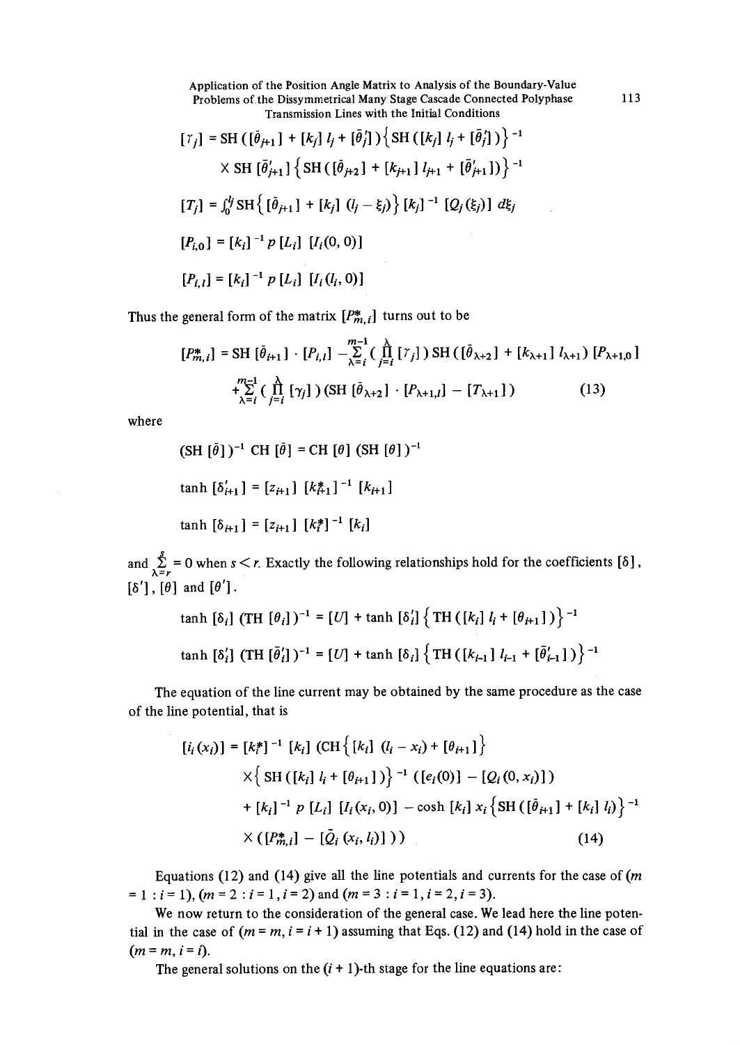$$[\gamma_j] = \mathrm{SH}\,([\bar{\theta}_{j+1}] + [k_j]\,l_j + [\bar{\theta}'_j])\left\{\mathrm{SH}\,([k_j]\,l_j + [\bar{\theta}'_j])\right\}^{-1}$$

$$\times\ \mathrm{SH}\,[\bar{\theta}'_{j+1}]\left\{\mathrm{SH}\,([\bar{\theta}_{j+2}] + [k_{j+1}]\,l_{j+1} + [\bar{\theta}'_{j+1}])\right\}^{-1}$$

$$[T_j] = \int_0^{l_j} \mathrm{SH}\left\{[\bar{\theta}_{j+1}] + [k_j]\,(l_j - \xi_j)\right\}[k_j]^{-1}\,[Q_j(\xi_j)]\,d\xi_j$$

$$[P_{i,0}] = [k_i]^{-1}\,p\,[L_i]\,[I_i(0,0)]$$

$$[P_{i,l}] = [k_i]^{-1}\,p\,[L_i]\,[I_i(l_i,0)]$$

Thus the general form of the matrix $[P^*_{m,i}]$ turns out to be

$$[P^*_{m,i}] = \mathrm{SH}\,[\bar{\theta}_{i+1}]\cdot[P_{i,l}] - \sum_{\lambda=i}^{m-1}\Big(\prod_{j=i}^{\lambda}[\gamma_j]\Big)\,\mathrm{SH}\,([\bar{\theta}_{\lambda+2}] + [k_{\lambda+1}]\,l_{\lambda+1})\,[P_{\lambda+1,0}]$$

$$+\sum_{\lambda=i}^{m-1}\Big(\prod_{j=i}^{\lambda}[\gamma_j]\Big)\,(\mathrm{SH}\,[\bar{\theta}_{\lambda+2}]\cdot[P_{\lambda+1,l}] - [T_{\lambda+1}]) \tag{13}$$

where

$$(\mathrm{SH}\,[\bar{\theta}])^{-1}\,\mathrm{CH}\,[\bar{\theta}] = \mathrm{CH}\,[\theta]\,(\mathrm{SH}\,[\theta])^{-1}$$

$$\tanh\,[\delta'_{i+1}] = [z_{i+1}]\,[k^*_{i+1}]^{-1}\,[k_{i+1}]$$

$$\tanh\,[\delta_{i+1}] = [z_{i+1}]\,[k^*_i]^{-1}\,[k_i]$$

and $\sum_{\lambda=r}^{s} = 0$ when $s < r$. Exactly the following relationships hold for the coefficients $[\delta]$, $[\delta']$, $[\theta]$ and $[\theta']$.

$$\tanh\,[\delta_i]\,(\mathrm{TH}\,[\theta_i])^{-1} = [U] + \tanh\,[\delta'_i]\left\{\mathrm{TH}\,([k_i]\,l_i + [\theta_{i+1}])\right\}^{-1}$$

$$\tanh\,[\delta'_i]\,(\mathrm{TH}\,[\bar{\theta}'_i])^{-1} = [U] + \tanh\,[\delta_i]\left\{\mathrm{TH}\,([k_{i-1}]\,l_{i-1} + [\bar{\theta}'_{i-1}])\right\}^{-1}$$

The equation of the line current may be obtained by the same procedure as the case of the line potential, that is

$$[i_i(x_i)] = [k^*_i]^{-1}\,[k_i]\,(\mathrm{CH}\left\{[k_i]\,(l_i - x_i) + [\theta_{i+1}]\right\}$$

$$\times\left\{\mathrm{SH}\,([k_i]\,l_i + [\theta_{i+1}])\right\}^{-1}([e_i(0)] - [Q_i(0,x_i)])$$

$$+\ [k_i]^{-1}\,p\,[L_i]\,[I_i(x_i,0)] - \cosh\,[k_i]\,x_i\left\{\mathrm{SH}\,([\bar{\theta}_{i+1}] + [k_i]\,l_i)\right\}^{-1}$$

$$\times\,([P^*_{m,i}] - [\bar{Q}_i(x_i,l_i)])) \tag{14}$$

Equations (12) and (14) give all the line potentials and currents for the case of $(m = 1 : i = 1)$, $(m = 2 : i = 1, i = 2)$ and $(m = 3 : i = 1, i = 2, i = 3)$.

We now return to the consideration of the general case. We lead here the line potential in the case of $(m = m, i = i + 1)$ assuming that Eqs. (12) and (14) hold in the case of $(m = m, i = i)$.

The general solutions on the $(i + 1)$-th stage for the line equations are: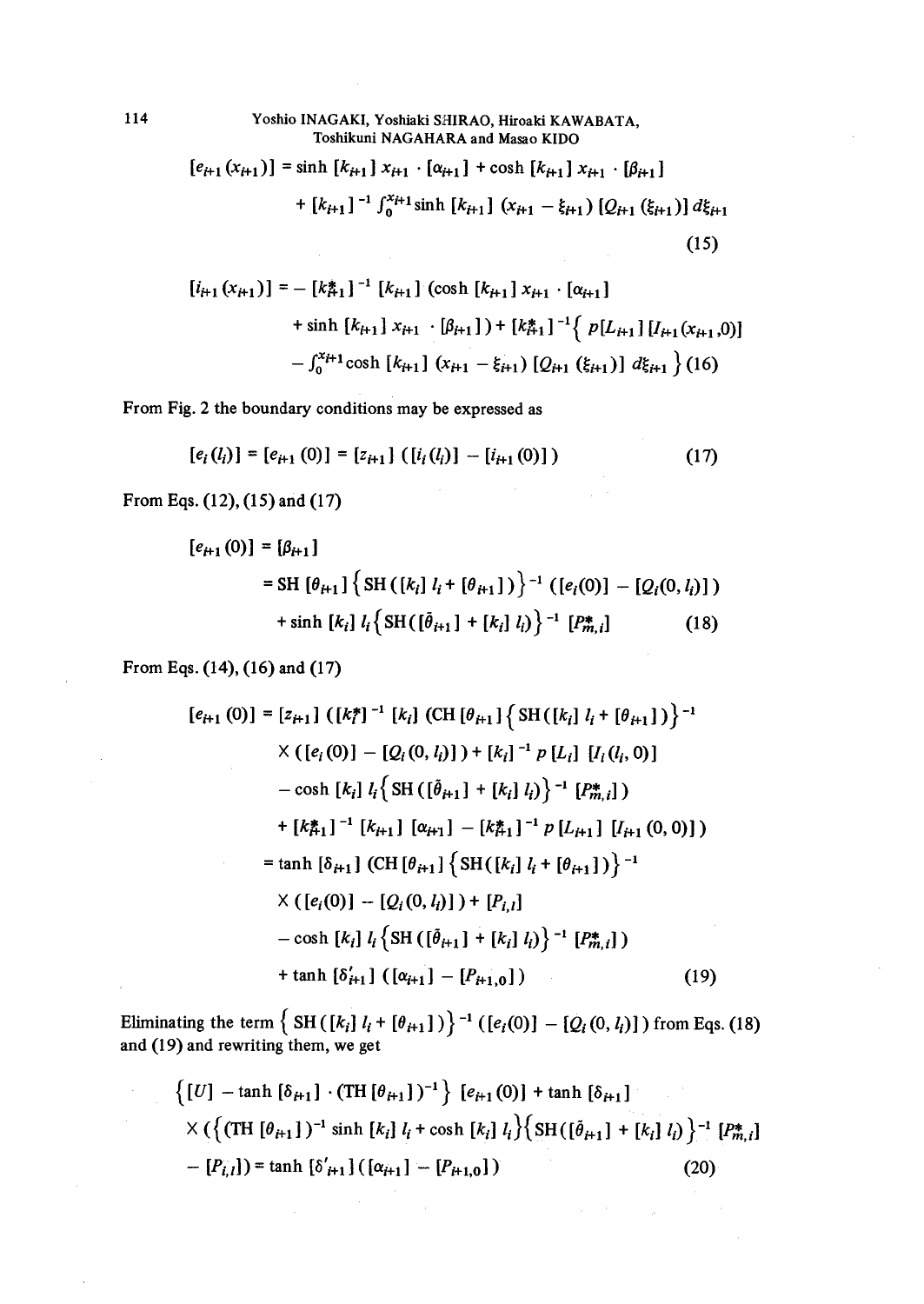$$[e_{i+1}(x_{i+1})] = \sinh [k_{i+1}]\, x_{i+1} \cdot [\alpha_{i+1}] + \cosh [k_{i+1}]\, x_{i+1} \cdot [\beta_{i+1}]$$
$$+ [k_{i+1}]^{-1} \int_0^{x_{i+1}} \sinh [k_{i+1}]\, (x_{i+1} - \xi_{i+1})\, [Q_{i+1}(\xi_{i+1})]\, d\xi_{i+1} \tag{15}$$

$$[i_{i+1}(x_{i+1})] = -[k_{i+1}^{*}]^{-1}\, [k_{i+1}]\, (\cosh [k_{i+1}]\, x_{i+1} \cdot [\alpha_{i+1}]$$
$$+ \sinh [k_{i+1}]\, x_{i+1} \cdot [\beta_{i+1}]) + [k_{i+1}^{*}]^{-1} \Big\{ p[L_{i+1}]\, [I_{i+1}(x_{i+1}, 0)]$$
$$- \int_0^{x_{i+1}} \cosh [k_{i+1}]\, (x_{i+1} - \xi_{i+1})\, [Q_{i+1}(\xi_{i+1})]\, d\xi_{i+1} \Big\} \tag{16}$$

From Fig. 2 the boundary conditions may be expressed as

$$[e_i(l_i)] = [e_{i+1}(0)] = [z_{i+1}]\, ([i_i(l_i)] - [i_{i+1}(0)]) \tag{17}$$

From Eqs. (12), (15) and (17)

$$[e_{i+1}(0)] = [\beta_{i+1}]$$
$$= \mathrm{SH}\, [\theta_{i+1}] \big\{ \mathrm{SH}([k_i]\, l_i + [\theta_{i+1}]) \big\}^{-1} ([e_i(0)] - [Q_i(0, l_i)])$$
$$+ \sinh [k_i]\, l_i \big\{ \mathrm{SH}([\tilde{\theta}_{i+1}] + [k_i]\, l_i) \big\}^{-1} [P_{m,i}^{*}] \tag{18}$$

From Eqs. (14), (16) and (17)

$$[e_{i+1}(0)] = [z_{i+1}]\, ([k_i^{*}]^{-1}\, [k_i]\, (\mathrm{CH}\, [\theta_{i+1}] \big\{ \mathrm{SH}([k_i]\, l_i + [\theta_{i+1}]) \big\}^{-1}$$
$$\times ([e_i(0)] - [Q_i(0, l_i)]) + [k_i]^{-1}\, p\, [L_i]\, [I_i(l_i, 0)]$$
$$- \cosh [k_i]\, l_i \big\{ \mathrm{SH}([\tilde{\theta}_{i+1}] + [k_i]\, l_i) \big\}^{-1} [P_{m,i}^{*}])$$
$$+ [k_{i+1}^{*}]^{-1}\, [k_{i+1}]\, [\alpha_{i+1}] - [k_{i+1}^{*}]^{-1}\, p\, [L_{i+1}]\, [I_{i+1}(0, 0)])$$
$$= \tanh [\delta_{i+1}]\, (\mathrm{CH}\, [\theta_{i+1}] \big\{ \mathrm{SH}([k_i]\, l_i + [\theta_{i+1}]) \big\}^{-1}$$
$$\times ([e_i(0)] - [Q_i(0, l_i)]) + [P_{i,l}]$$
$$- \cosh [k_i]\, l_i \big\{ \mathrm{SH}([\tilde{\theta}_{i+1}] + [k_i]\, l_i) \big\}^{-1} [P_{m,i}^{*}])$$
$$+ \tanh [\delta'_{i+1}]\, ([\alpha_{i+1}] - [P_{i+1,0}]) \tag{19}$$

Eliminating the term $\big\{ \mathrm{SH}([k_i]\, l_i + [\theta_{i+1}]) \big\}^{-1} ([e_i(0)] - [Q_i(0, l_i)])$ from Eqs. (18) and (19) and rewriting them, we get

$$\big\{ [U] - \tanh [\delta_{i+1}] \cdot (\mathrm{TH}\, [\theta_{i+1}])^{-1} \big\}\, [e_{i+1}(0)] + \tanh [\delta_{i+1}]$$
$$\times (\big\{ (\mathrm{TH}\, [\theta_{i+1}])^{-1} \sinh [k_i]\, l_i + \cosh [k_i]\, l_i \big\} \big\{ \mathrm{SH}([\tilde{\theta}_{i+1}] + [k_i]\, l_i) \big\}^{-1} [P_{m,i}^{*}]$$
$$- [P_{i,l}]) = \tanh [\delta'_{i+1}]\, ([\alpha_{i+1}] - [P_{i+1,0}]) \tag{20}$$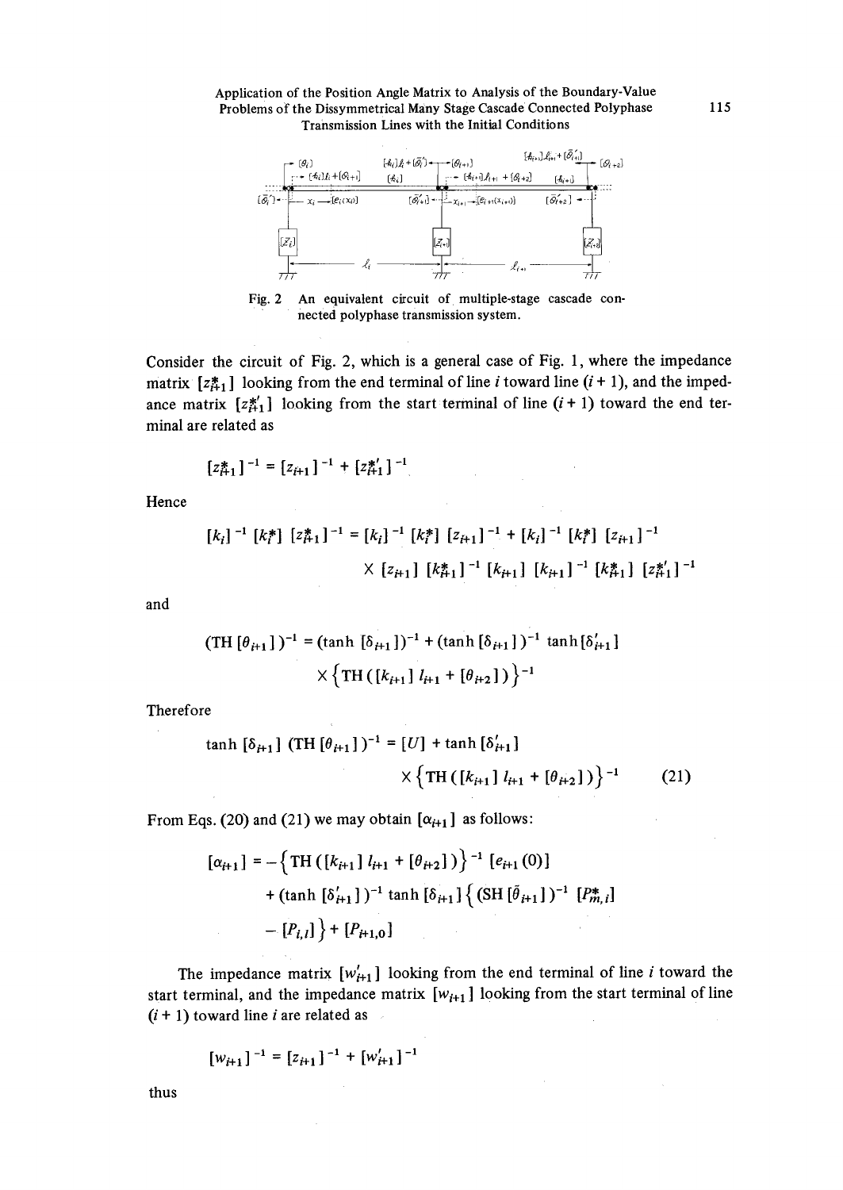Fig. 2 An equivalent circuit of multiple-stage cascade connected polyphase transmission system.

Consider the circuit of Fig. 2, which is a general case of Fig. 1, where the impedance matrix $[z^*_{i+1}]$ looking from the end terminal of line $i$ toward line $(i+1)$, and the impedance matrix $[z^{*\prime}_{i+1}]$ looking from the start terminal of line $(i+1)$ toward the end terminal are related as

$$[z^*_{i+1}]^{-1} = [z_{i+1}]^{-1} + [z^{*\prime}_{i+1}]^{-1}$$

Hence

$$[k_i]^{-1}\,[k^*_i]\,[z^*_{i+1}]^{-1} = [k_i]^{-1}\,[k^*_i]\,[z_{i+1}]^{-1} + [k_i]^{-1}\,[k^*_i]\,[z_{i+1}]^{-1}$$
$$\times\,[z_{i+1}]\,[k^*_{i+1}]^{-1}\,[k_{i+1}]\,[k_{i+1}]^{-1}\,[k^*_{i+1}]\,[z^{*\prime}_{i+1}]^{-1}$$

and

$$(\mathrm{TH}\,[\theta_{i+1}])^{-1} = (\tanh\,[\delta_{i+1}])^{-1} + (\tanh\,[\delta_{i+1}])^{-1}\,\tanh[\delta'_{i+1}]$$
$$\times\left\{\mathrm{TH}\,([k_{i+1}]\,l_{i+1} + [\theta_{i+2}])\right\}^{-1}$$

Therefore

$$\tanh\,[\delta_{i+1}]\,(\mathrm{TH}\,[\theta_{i+1}])^{-1} = [U] + \tanh\,[\delta'_{i+1}]$$
$$\times\left\{\mathrm{TH}\,([k_{i+1}]\,l_{i+1} + [\theta_{i+2}])\right\}^{-1} \qquad (21)$$

From Eqs. (20) and (21) we may obtain $[\alpha_{i+1}]$ as follows:

$$[\alpha_{i+1}] = -\left\{\mathrm{TH}\,([k_{i+1}]\,l_{i+1} + [\theta_{i+2}])\right\}^{-1}\,[e_{i+1}(0)]$$
$$+ (\tanh\,[\delta'_{i+1}])^{-1}\,\tanh\,[\delta_{i+1}]\left\{(\mathrm{SH}\,[\bar{\theta}_{i+1}])^{-1}\,[P^*_{m,i}]\right.$$
$$\left. -\,[P_{i,l}]\right\} + [P_{i+1,0}]$$

The impedance matrix $[w'_{i+1}]$ looking from the end terminal of line $i$ toward the start terminal, and the impedance matrix $[w_{i+1}]$ looking from the start terminal of line $(i+1)$ toward line $i$ are related as

$$[w_{i+1}]^{-1} = [z_{i+1}]^{-1} + [w'_{i+1}]^{-1}$$

thus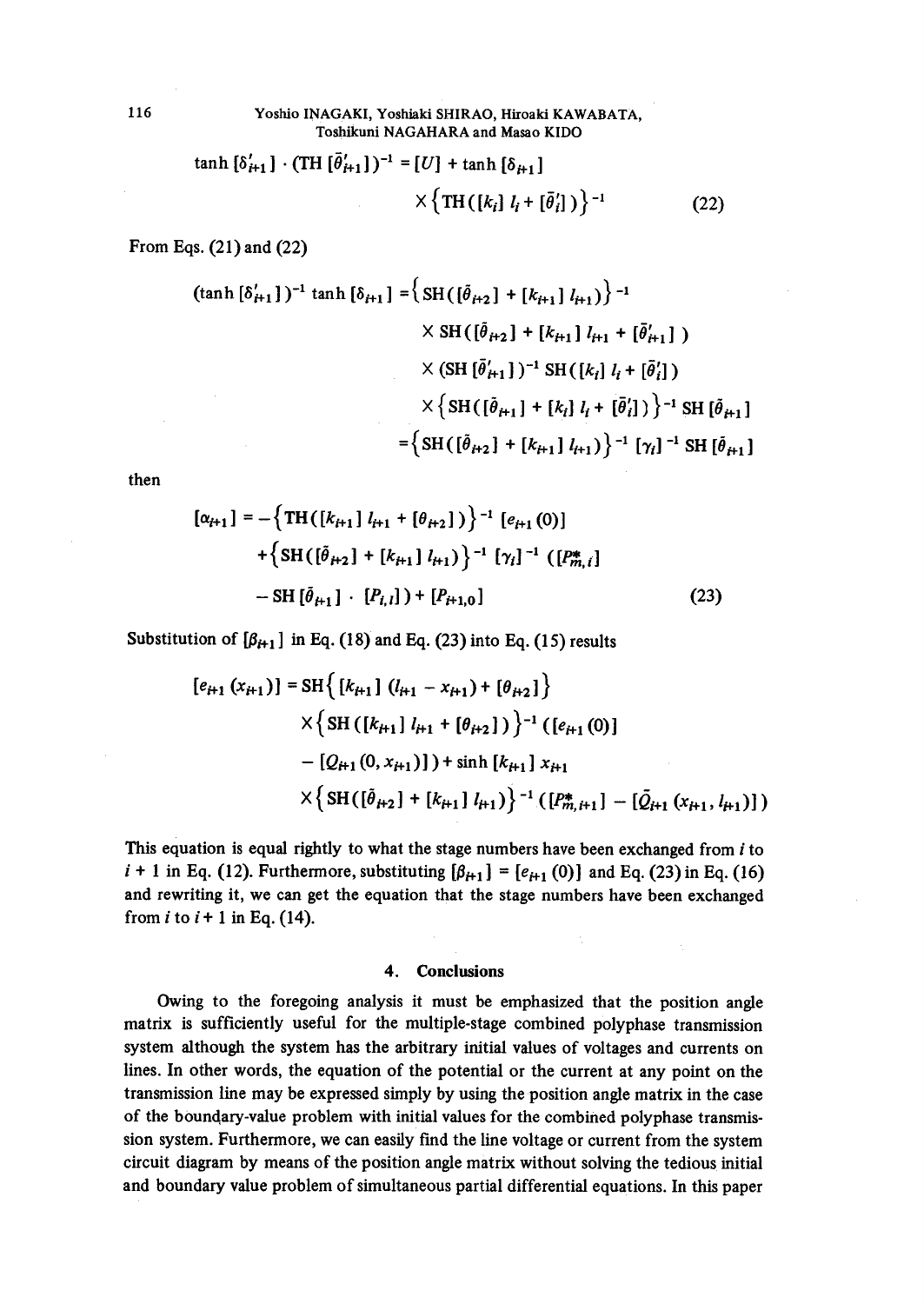$$\tanh[\delta'_{i+1}] \cdot (\mathrm{TH}\,[\bar{\theta}'_{i+1}])^{-1} = [U] + \tanh[\delta_{i+1}] \times \left\{\mathrm{TH}([k_i]\,l_i + [\bar{\theta}'_i])\right\}^{-1} \tag{22}$$

From Eqs. (21) and (22)

$$\begin{aligned}
(\tanh[\delta'_{i+1}])^{-1}\tanh[\delta_{i+1}] &= \left\{\mathrm{SH}([\bar{\theta}_{i+2}] + [k_{i+1}]\,l_{i+1})\right\}^{-1} \\
&\quad \times \mathrm{SH}([\bar{\theta}_{i+2}] + [k_{i+1}]\,l_{i+1} + [\bar{\theta}'_{i+1}]) \\
&\quad \times (\mathrm{SH}\,[\bar{\theta}'_{i+1}])^{-1}\,\mathrm{SH}([k_i]\,l_i + [\bar{\theta}'_i]) \\
&\quad \times \left\{\mathrm{SH}([\bar{\theta}_{i+1}] + [k_i]\,l_i + [\bar{\theta}'_i])\right\}^{-1}\mathrm{SH}\,[\bar{\theta}_{i+1}] \\
&= \left\{\mathrm{SH}([\bar{\theta}_{i+2}] + [k_{i+1}]\,l_{i+1})\right\}^{-1}[\gamma_i]^{-1}\,\mathrm{SH}\,[\bar{\theta}_{i+1}]
\end{aligned}$$

then

$$\begin{aligned}
[\alpha_{i+1}] &= -\left\{\mathrm{TH}([k_{i+1}]\,l_{i+1} + [\theta_{i+2}])\right\}^{-1}[e_{i+1}(0)] \\
&\quad + \left\{\mathrm{SH}([\bar{\theta}_{i+2}] + [k_{i+1}]\,l_{i+1})\right\}^{-1}[\gamma_i]^{-1}([P^*_{m,i}] \\
&\quad - \mathrm{SH}\,[\bar{\theta}_{i+1}] \cdot [P_{i,l}]) + [P_{i+1,0}]
\end{aligned} \tag{23}$$

Substitution of $[\beta_{i+1}]$ in Eq. (18) and Eq. (23) into Eq. (15) results

$$\begin{aligned}
[e_{i+1}(x_{i+1})] &= \mathrm{SH}\left\{[k_{i+1}]\,(l_{i+1} - x_{i+1}) + [\theta_{i+2}]\right\} \\
&\quad \times \left\{\mathrm{SH}([k_{i+1}]\,l_{i+1} + [\theta_{i+2}])\right\}^{-1}([e_{i+1}(0)] \\
&\quad - [Q_{i+1}(0, x_{i+1})]) + \sinh[k_{i+1}]\,x_{i+1} \\
&\quad \times \left\{\mathrm{SH}([\bar{\theta}_{i+2}] + [k_{i+1}]\,l_{i+1})\right\}^{-1}([P^*_{m,i+1}] - [\bar{Q}_{i+1}(x_{i+1}, l_{i+1})])
\end{aligned}$$

This equation is equal rightly to what the stage numbers have been exchanged from $i$ to $i + 1$ in Eq. (12). Furthermore, substituting $[\beta_{i+1}] = [e_{i+1}(0)]$ and Eq. (23) in Eq. (16) and rewriting it, we can get the equation that the stage numbers have been exchanged from $i$ to $i + 1$ in Eq. (14).

## 4. Conclusions

Owing to the foregoing analysis it must be emphasized that the position angle matrix is sufficiently useful for the multiple-stage combined polyphase transmission system although the system has the arbitrary initial values of voltages and currents on lines. In other words, the equation of the potential or the current at any point on the transmission line may be expressed simply by using the position angle matrix in the case of the boundary-value problem with initial values for the combined polyphase transmission system. Furthermore, we can easily find the line voltage or current from the system circuit diagram by means of the position angle matrix without solving the tedious initial and boundary value problem of simultaneous partial differential equations. In this paper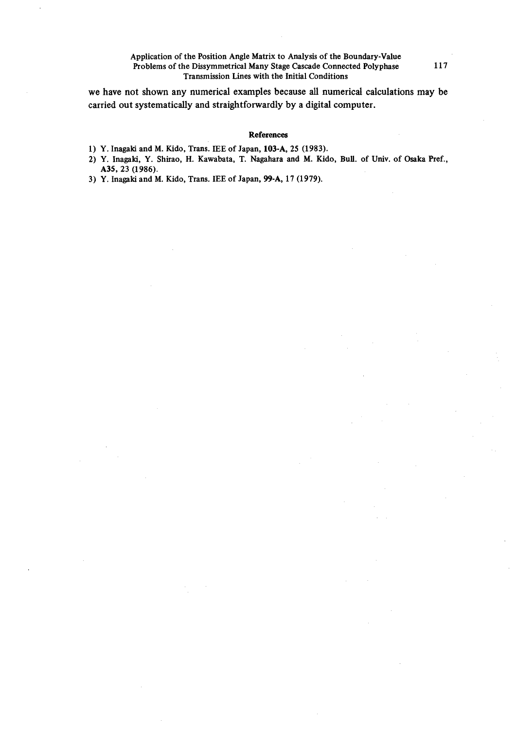we have not shown any numerical examples because all numerical calculations may be carried out systematically and straightforwardly by a digital computer.

## References

1) Y. Inagaki and M. Kido, Trans. IEE of Japan, **103-A**, 25 (1983).
2) Y. Inagaki, Y. Shirao, H. Kawabata, T. Nagahara and M. Kido, Bull. of Univ. of Osaka Pref., **A35**, 23 (1986).
3) Y. Inagaki and M. Kido, Trans. IEE of Japan, **99-A**, 17 (1979).